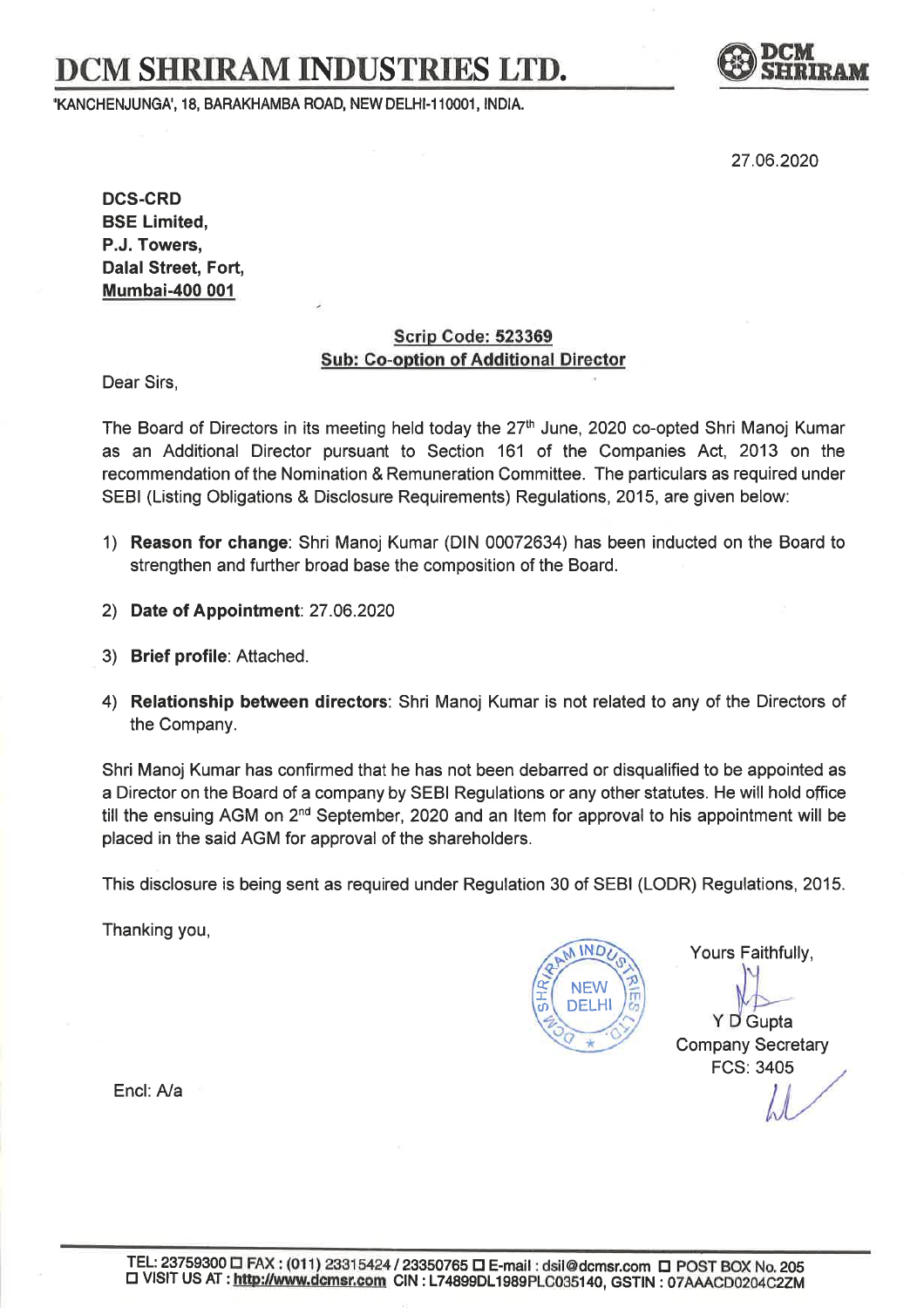# DCM SHRIRAM INDUSTRIES LTD.

'KANCHENJUNGA', 18, BARAKHAMBA ROAD, NEW DELHI-110001, INDIA.

27.06.2020

**DCS-CRD**
**BSE Limited,**
**P.J. Towers,**
**Dalal Street, Fort,**
**Mumbai-400 001**

**Scrip Code: 523369**
**Sub: Co-option of Additional Director**

Dear Sirs,

The Board of Directors in its meeting held today the 27th June, 2020 co-opted Shri Manoj Kumar as an Additional Director pursuant to Section 161 of the Companies Act, 2013 on the recommendation of the Nomination & Remuneration Committee. The particulars as required under SEBI (Listing Obligations & Disclosure Requirements) Regulations, 2015, are given below:

1) **Reason for change**: Shri Manoj Kumar (DIN 00072634) has been inducted on the Board to strengthen and further broad base the composition of the Board.

2) **Date of Appointment**: 27.06.2020

3) **Brief profile**: Attached.

4) **Relationship between directors**: Shri Manoj Kumar is not related to any of the Directors of the Company.

Shri Manoj Kumar has confirmed that he has not been debarred or disqualified to be appointed as a Director on the Board of a company by SEBI Regulations or any other statutes. He will hold office till the ensuing AGM on 2nd September, 2020 and an Item for approval to his appointment will be placed in the said AGM for approval of the shareholders.

This disclosure is being sent as required under Regulation 30 of SEBI (LODR) Regulations, 2015.

Thanking you,

Yours Faithfully,

Y D Gupta
Company Secretary
FCS: 3405

Encl: A/a

TEL: 23759300 ☐ FAX : (011) 23315424 / 23350765 ☐ E-mail : dsil@dcmsr.com ☐ POST BOX No. 205
☐ VISIT US AT : http://www.dcmsr.com CIN : L74899DL1989PLC035140, GSTIN : 07AAACD0204C2ZM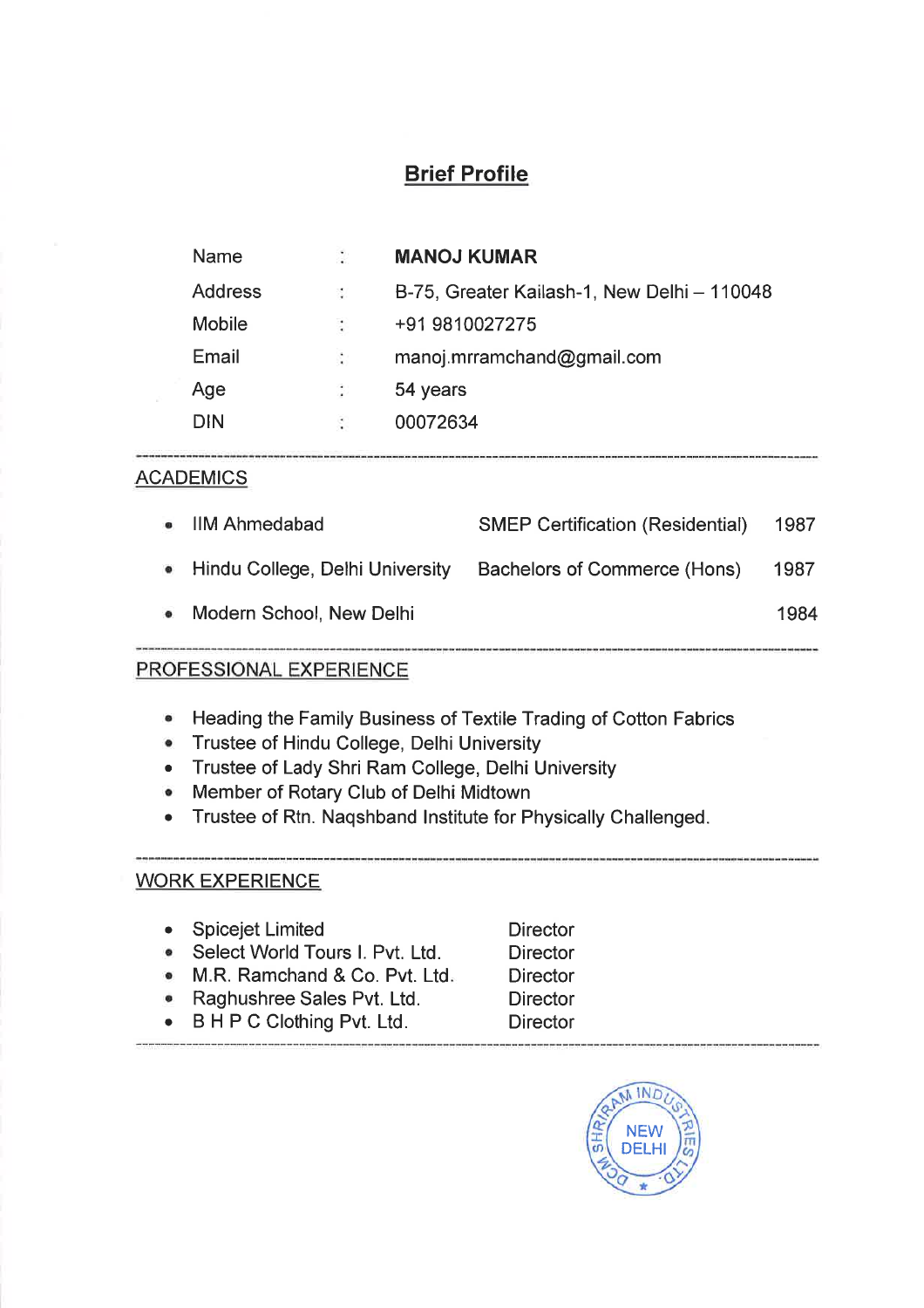# Brief Profile

| | | |
|---|---|---|
| Name | : | **MANOJ KUMAR** |
| Address | : | B-75, Greater Kailash-1, New Delhi – 110048 |
| Mobile | : | +91 9810027275 |
| Email | : | manoj.mrramchand@gmail.com |
| Age | : | 54 years |
| DIN | : | 00072634 |

## ACADEMICS

| | | |
|---|---|---|
| IIM Ahmedabad | SMEP Certification (Residential) | 1987 |
| Hindu College, Delhi University | Bachelors of Commerce (Hons) | 1987 |
| Modern School, New Delhi | | 1984 |

## PROFESSIONAL EXPERIENCE

- Heading the Family Business of Textile Trading of Cotton Fabrics
- Trustee of Hindu College, Delhi University
- Trustee of Lady Shri Ram College, Delhi University
- Member of Rotary Club of Delhi Midtown
- Trustee of Rtn. Naqshband Institute for Physically Challenged.

## WORK EXPERIENCE

| | |
|---|---|
| Spicejet Limited | Director |
| Select World Tours I. Pvt. Ltd. | Director |
| M.R. Ramchand & Co. Pvt. Ltd. | Director |
| Raghushree Sales Pvt. Ltd. | Director |
| B H P C Clothing Pvt. Ltd. | Director |

DCM SHRIRAM INDUSTRIES LTD. NEW DELHI